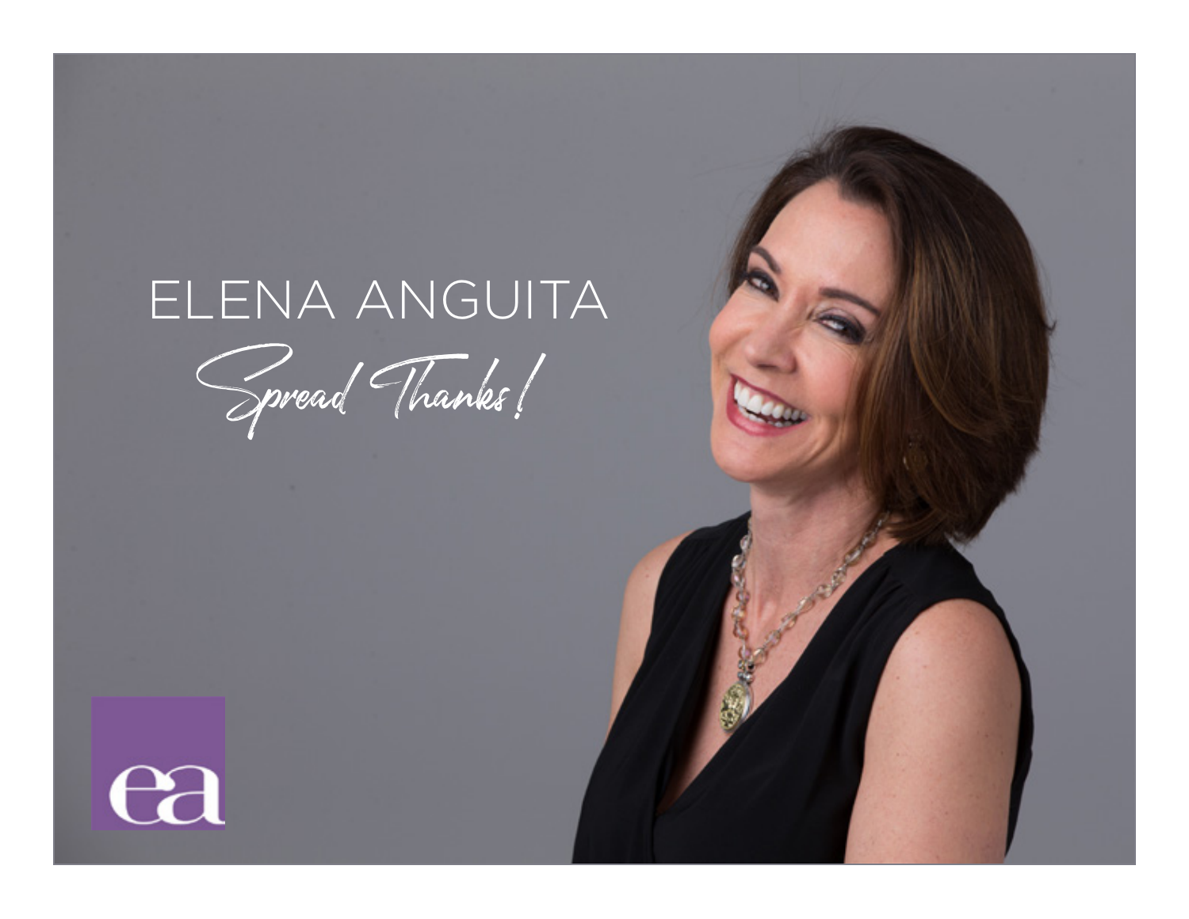# ELENA ANGUITA

*Spread Thanks!*

ea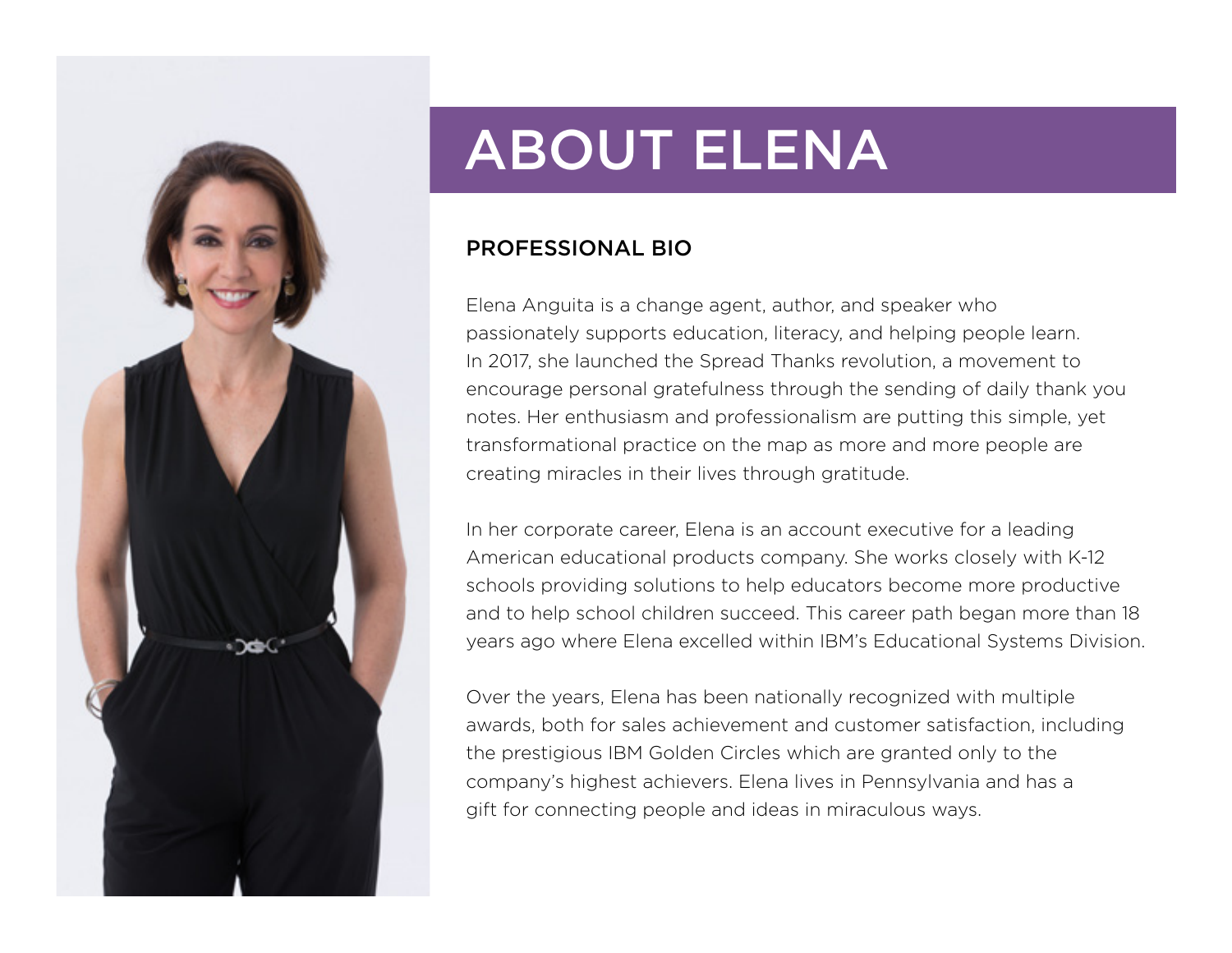# ABOUT ELENA

## PROFESSIONAL BIO

Elena Anguita is a change agent, author, and speaker who passionately supports education, literacy, and helping people learn. In 2017, she launched the Spread Thanks revolution, a movement to encourage personal gratefulness through the sending of daily thank you notes. Her enthusiasm and professionalism are putting this simple, yet transformational practice on the map as more and more people are creating miracles in their lives through gratitude.

In her corporate career, Elena is an account executive for a leading American educational products company. She works closely with K-12 schools providing solutions to help educators become more productive and to help school children succeed. This career path began more than 18 years ago where Elena excelled within IBM's Educational Systems Division.

Over the years, Elena has been nationally recognized with multiple awards, both for sales achievement and customer satisfaction, including the prestigious IBM Golden Circles which are granted only to the company's highest achievers. Elena lives in Pennsylvania and has a gift for connecting people and ideas in miraculous ways.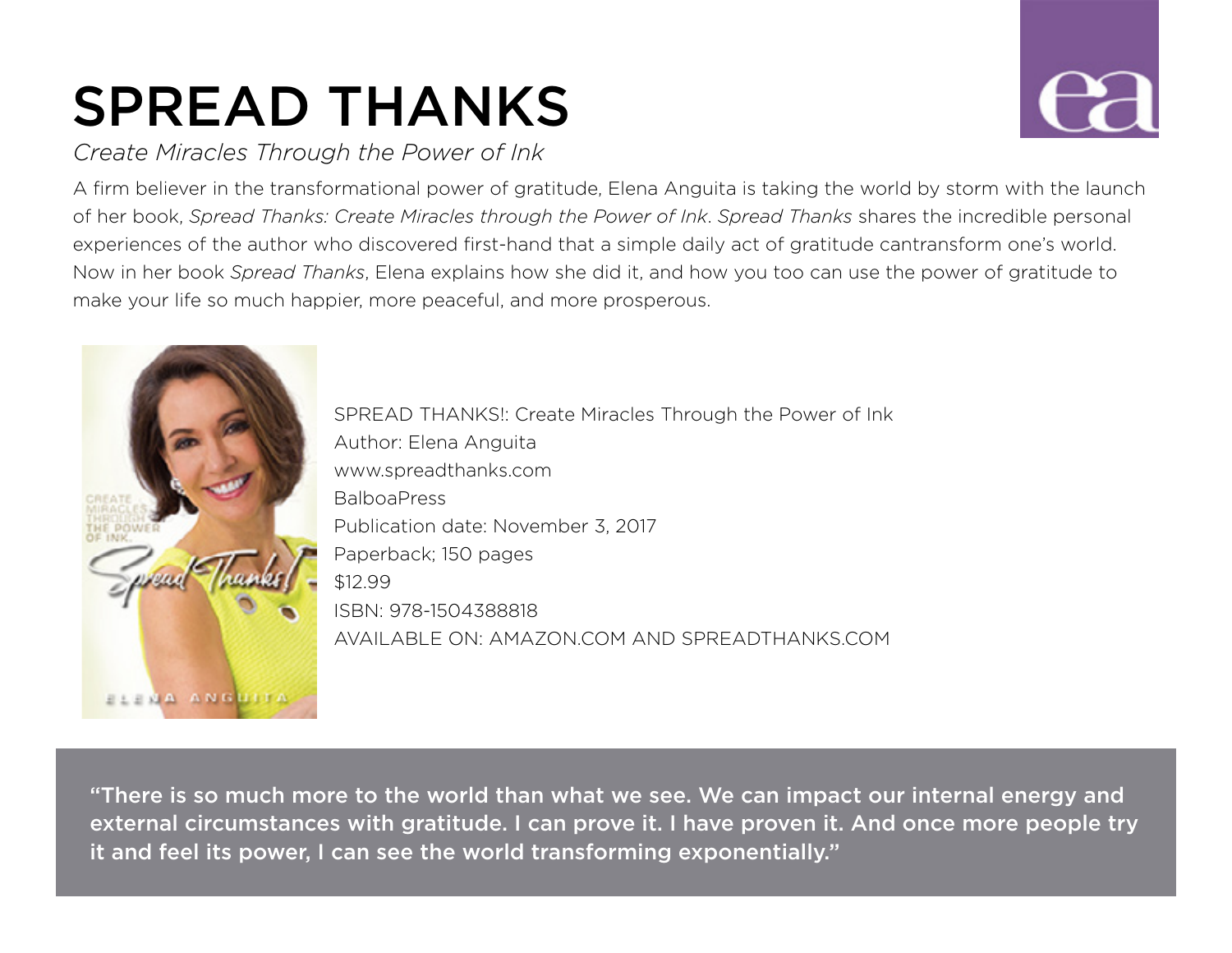# SPREAD THANKS

*Create Miracles Through the Power of Ink*

A firm believer in the transformational power of gratitude, Elena Anguita is taking the world by storm with the launch of her book, *Spread Thanks: Create Miracles through the Power of Ink*. *Spread Thanks* shares the incredible personal experiences of the author who discovered first-hand that a simple daily act of gratitude cantransform one's world. Now in her book *Spread Thanks*, Elena explains how she did it, and how you too can use the power of gratitude to make your life so much happier, more peaceful, and more prosperous.

SPREAD THANKS!: Create Miracles Through the Power of Ink
Author: Elena Anguita
www.spreadthanks.com
BalboaPress
Publication date: November 3, 2017
Paperback; 150 pages
$12.99
ISBN: 978-1504388818
AVAILABLE ON: AMAZON.COM AND SPREADTHANKS.COM

**"There is so much more to the world than what we see. We can impact our internal energy and external circumstances with gratitude. I can prove it. I have proven it. And once more people try it and feel its power, I can see the world transforming exponentially."**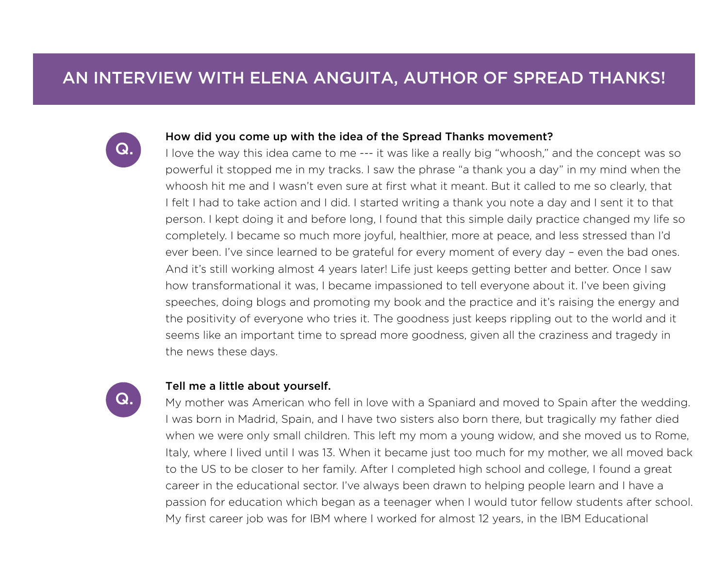# AN INTERVIEW WITH ELENA ANGUITA, AUTHOR OF SPREAD THANKS!

**Q.**

**How did you come up with the idea of the Spread Thanks movement?**

I love the way this idea came to me --- it was like a really big "whoosh," and the concept was so powerful it stopped me in my tracks. I saw the phrase "a thank you a day" in my mind when the whoosh hit me and I wasn't even sure at first what it meant. But it called to me so clearly, that I felt I had to take action and I did. I started writing a thank you note a day and I sent it to that person. I kept doing it and before long, I found that this simple daily practice changed my life so completely. I became so much more joyful, healthier, more at peace, and less stressed than I'd ever been. I've since learned to be grateful for every moment of every day – even the bad ones. And it's still working almost 4 years later! Life just keeps getting better and better. Once I saw how transformational it was, I became impassioned to tell everyone about it. I've been giving speeches, doing blogs and promoting my book and the practice and it's raising the energy and the positivity of everyone who tries it. The goodness just keeps rippling out to the world and it seems like an important time to spread more goodness, given all the craziness and tragedy in the news these days.

**Q.**

**Tell me a little about yourself.**

My mother was American who fell in love with a Spaniard and moved to Spain after the wedding. I was born in Madrid, Spain, and I have two sisters also born there, but tragically my father died when we were only small children. This left my mom a young widow, and she moved us to Rome, Italy, where I lived until I was 13. When it became just too much for my mother, we all moved back to the US to be closer to her family. After I completed high school and college, I found a great career in the educational sector. I've always been drawn to helping people learn and I have a passion for education which began as a teenager when I would tutor fellow students after school. My first career job was for IBM where I worked for almost 12 years, in the IBM Educational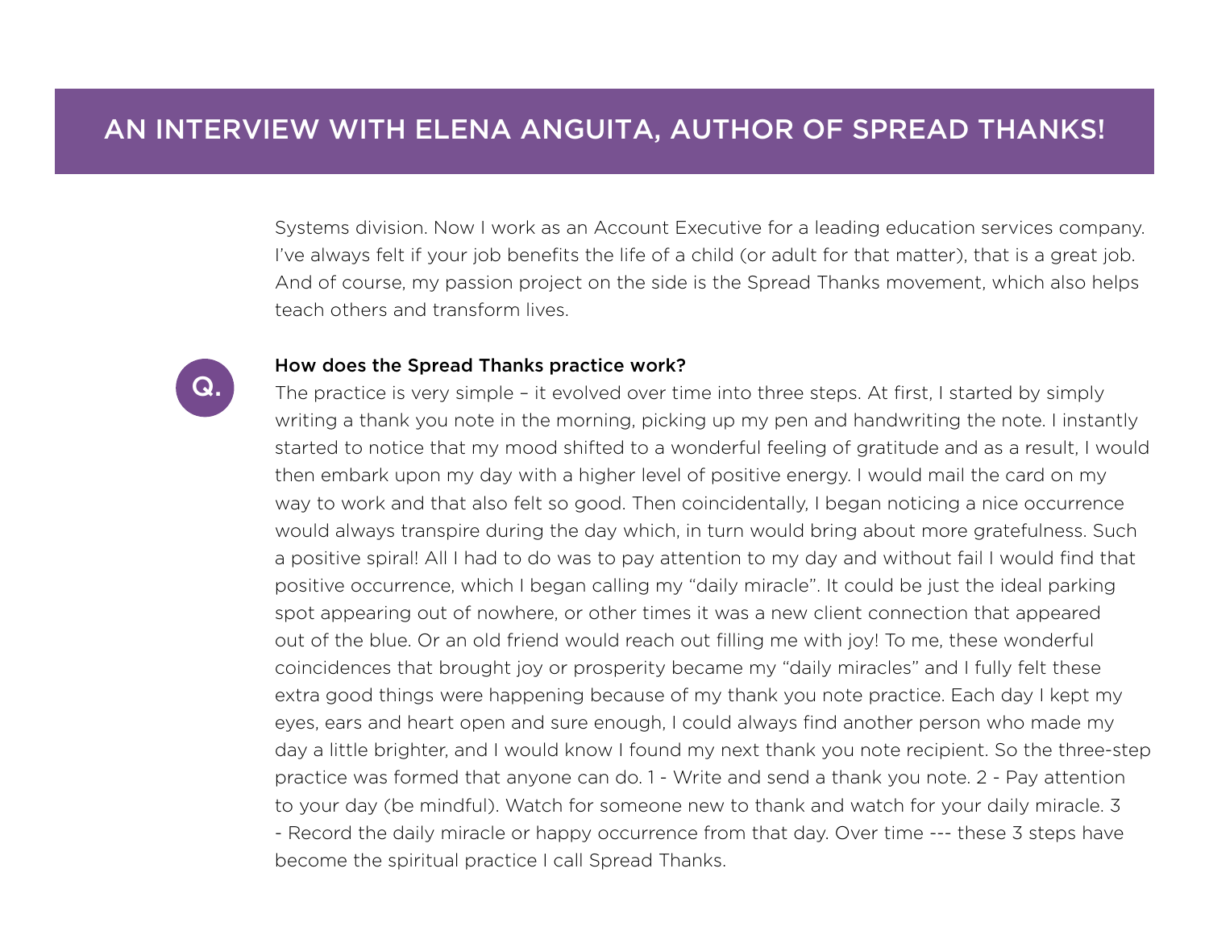Systems division. Now I work as an Account Executive for a leading education services company. I've always felt if your job benefits the life of a child (or adult for that matter), that is a great job. And of course, my passion project on the side is the Spread Thanks movement, which also helps teach others and transform lives.

**Q.** **How does the Spread Thanks practice work?**

The practice is very simple – it evolved over time into three steps. At first, I started by simply writing a thank you note in the morning, picking up my pen and handwriting the note. I instantly started to notice that my mood shifted to a wonderful feeling of gratitude and as a result, I would then embark upon my day with a higher level of positive energy. I would mail the card on my way to work and that also felt so good. Then coincidentally, I began noticing a nice occurrence would always transpire during the day which, in turn would bring about more gratefulness. Such a positive spiral! All I had to do was to pay attention to my day and without fail I would find that positive occurrence, which I began calling my "daily miracle". It could be just the ideal parking spot appearing out of nowhere, or other times it was a new client connection that appeared out of the blue. Or an old friend would reach out filling me with joy! To me, these wonderful coincidences that brought joy or prosperity became my "daily miracles" and I fully felt these extra good things were happening because of my thank you note practice. Each day I kept my eyes, ears and heart open and sure enough, I could always find another person who made my day a little brighter, and I would know I found my next thank you note recipient. So the three-step practice was formed that anyone can do. 1 - Write and send a thank you note. 2 - Pay attention to your day (be mindful). Watch for someone new to thank and watch for your daily miracle. 3 - Record the daily miracle or happy occurrence from that day. Over time --- these 3 steps have become the spiritual practice I call Spread Thanks.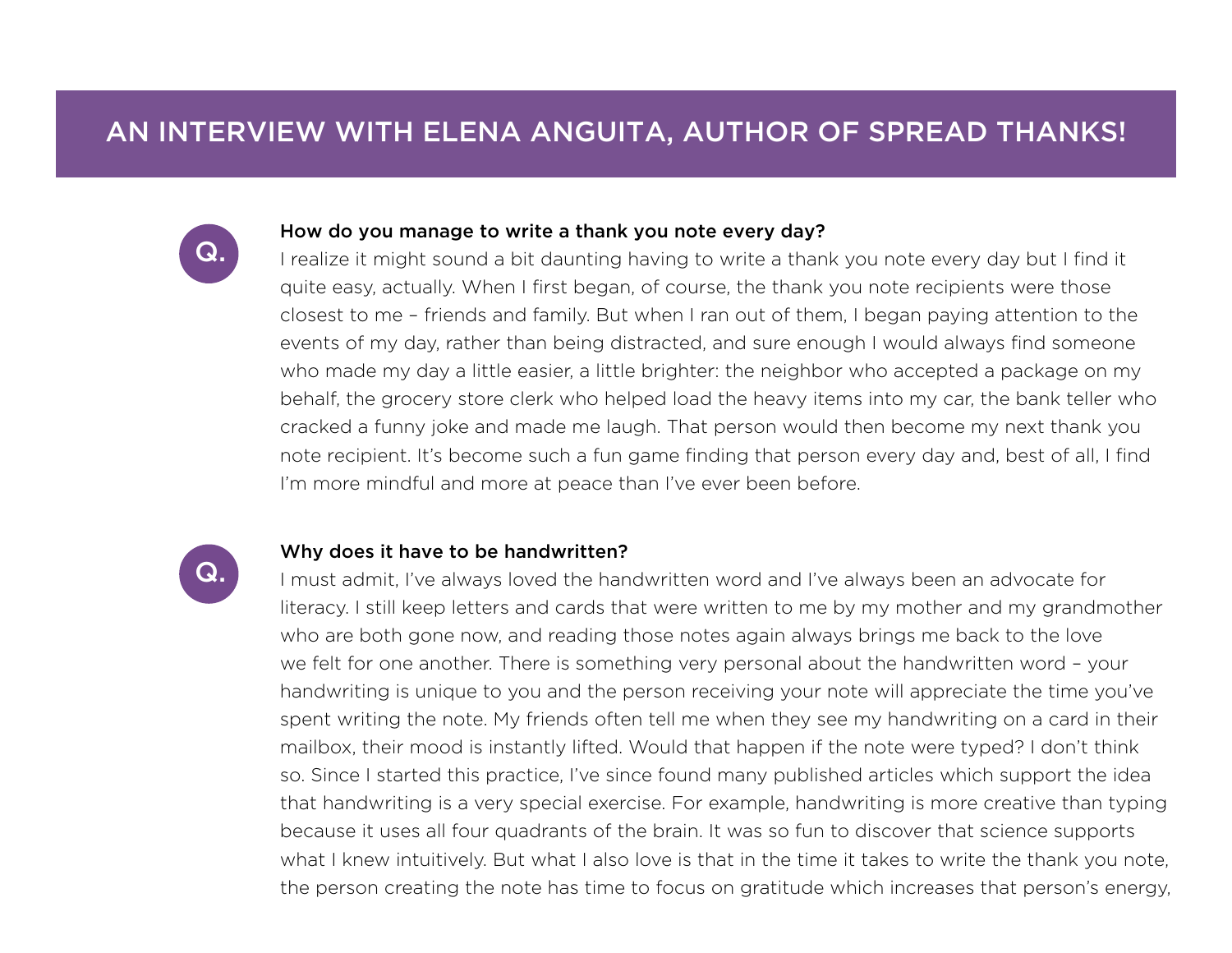# AN INTERVIEW WITH ELENA ANGUITA, AUTHOR OF SPREAD THANKS!

**Q.** **How do you manage to write a thank you note every day?**

I realize it might sound a bit daunting having to write a thank you note every day but I find it quite easy, actually. When I first began, of course, the thank you note recipients were those closest to me – friends and family. But when I ran out of them, I began paying attention to the events of my day, rather than being distracted, and sure enough I would always find someone who made my day a little easier, a little brighter: the neighbor who accepted a package on my behalf, the grocery store clerk who helped load the heavy items into my car, the bank teller who cracked a funny joke and made me laugh. That person would then become my next thank you note recipient. It's become such a fun game finding that person every day and, best of all, I find I'm more mindful and more at peace than I've ever been before.

**Q.** **Why does it have to be handwritten?**

I must admit, I've always loved the handwritten word and I've always been an advocate for literacy. I still keep letters and cards that were written to me by my mother and my grandmother who are both gone now, and reading those notes again always brings me back to the love we felt for one another. There is something very personal about the handwritten word – your handwriting is unique to you and the person receiving your note will appreciate the time you've spent writing the note. My friends often tell me when they see my handwriting on a card in their mailbox, their mood is instantly lifted. Would that happen if the note were typed? I don't think so. Since I started this practice, I've since found many published articles which support the idea that handwriting is a very special exercise. For example, handwriting is more creative than typing because it uses all four quadrants of the brain. It was so fun to discover that science supports what I knew intuitively. But what I also love is that in the time it takes to write the thank you note, the person creating the note has time to focus on gratitude which increases that person's energy,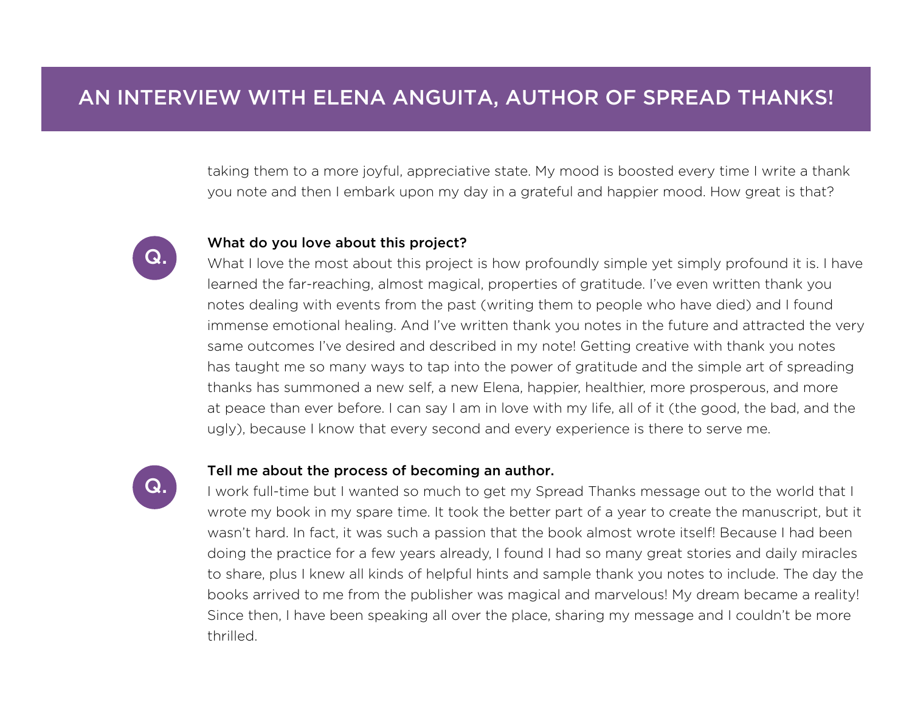# AN INTERVIEW WITH ELENA ANGUITA, AUTHOR OF SPREAD THANKS!

taking them to a more joyful, appreciative state. My mood is boosted every time I write a thank you note and then I embark upon my day in a grateful and happier mood. How great is that?

**Q.**

**What do you love about this project?**

What I love the most about this project is how profoundly simple yet simply profound it is. I have learned the far-reaching, almost magical, properties of gratitude. I've even written thank you notes dealing with events from the past (writing them to people who have died) and I found immense emotional healing. And I've written thank you notes in the future and attracted the very same outcomes I've desired and described in my note! Getting creative with thank you notes has taught me so many ways to tap into the power of gratitude and the simple art of spreading thanks has summoned a new self, a new Elena, happier, healthier, more prosperous, and more at peace than ever before. I can say I am in love with my life, all of it (the good, the bad, and the ugly), because I know that every second and every experience is there to serve me.

**Q.**

**Tell me about the process of becoming an author.**

I work full-time but I wanted so much to get my Spread Thanks message out to the world that I wrote my book in my spare time. It took the better part of a year to create the manuscript, but it wasn't hard. In fact, it was such a passion that the book almost wrote itself! Because I had been doing the practice for a few years already, I found I had so many great stories and daily miracles to share, plus I knew all kinds of helpful hints and sample thank you notes to include. The day the books arrived to me from the publisher was magical and marvelous! My dream became a reality! Since then, I have been speaking all over the place, sharing my message and I couldn't be more thrilled.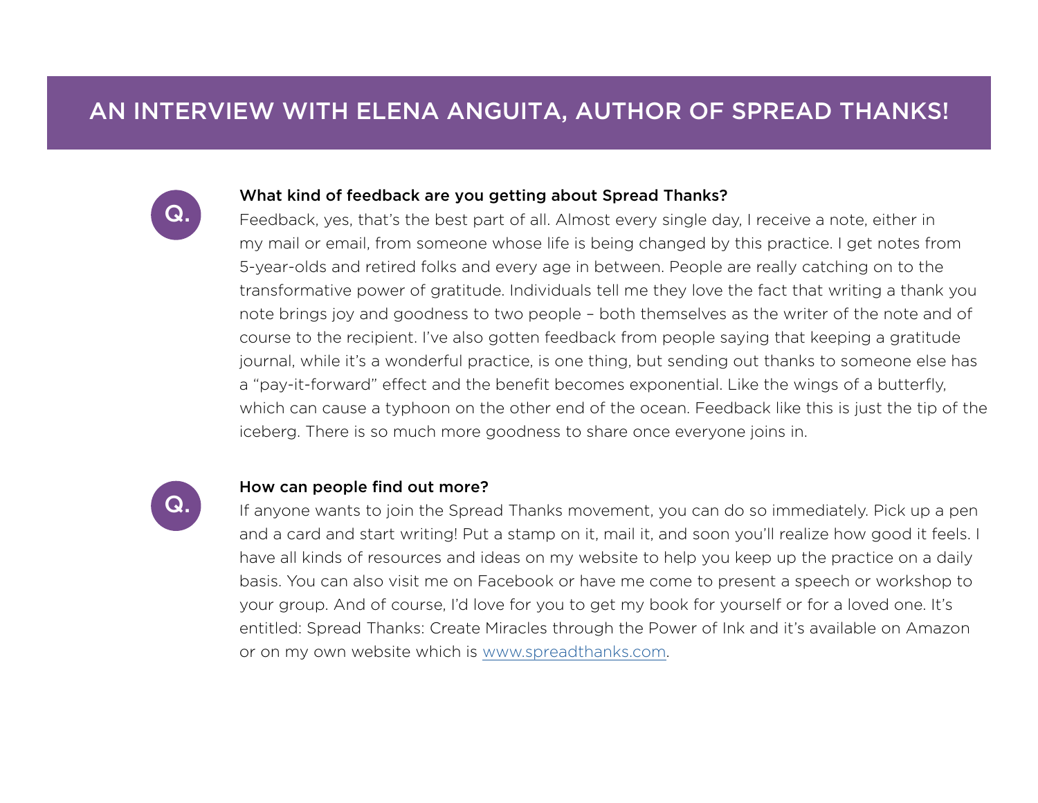# AN INTERVIEW WITH ELENA ANGUITA, AUTHOR OF SPREAD THANKS!

**Q.** **What kind of feedback are you getting about Spread Thanks?**

Feedback, yes, that's the best part of all. Almost every single day, I receive a note, either in my mail or email, from someone whose life is being changed by this practice. I get notes from 5-year-olds and retired folks and every age in between. People are really catching on to the transformative power of gratitude. Individuals tell me they love the fact that writing a thank you note brings joy and goodness to two people – both themselves as the writer of the note and of course to the recipient. I've also gotten feedback from people saying that keeping a gratitude journal, while it's a wonderful practice, is one thing, but sending out thanks to someone else has a "pay-it-forward" effect and the benefit becomes exponential. Like the wings of a butterfly, which can cause a typhoon on the other end of the ocean. Feedback like this is just the tip of the iceberg. There is so much more goodness to share once everyone joins in.

**Q.** **How can people find out more?**

If anyone wants to join the Spread Thanks movement, you can do so immediately. Pick up a pen and a card and start writing! Put a stamp on it, mail it, and soon you'll realize how good it feels. I have all kinds of resources and ideas on my website to help you keep up the practice on a daily basis. You can also visit me on Facebook or have me come to present a speech or workshop to your group. And of course, I'd love for you to get my book for yourself or for a loved one. It's entitled: Spread Thanks: Create Miracles through the Power of Ink and it's available on Amazon or on my own website which is [www.spreadthanks.com](http://www.spreadthanks.com).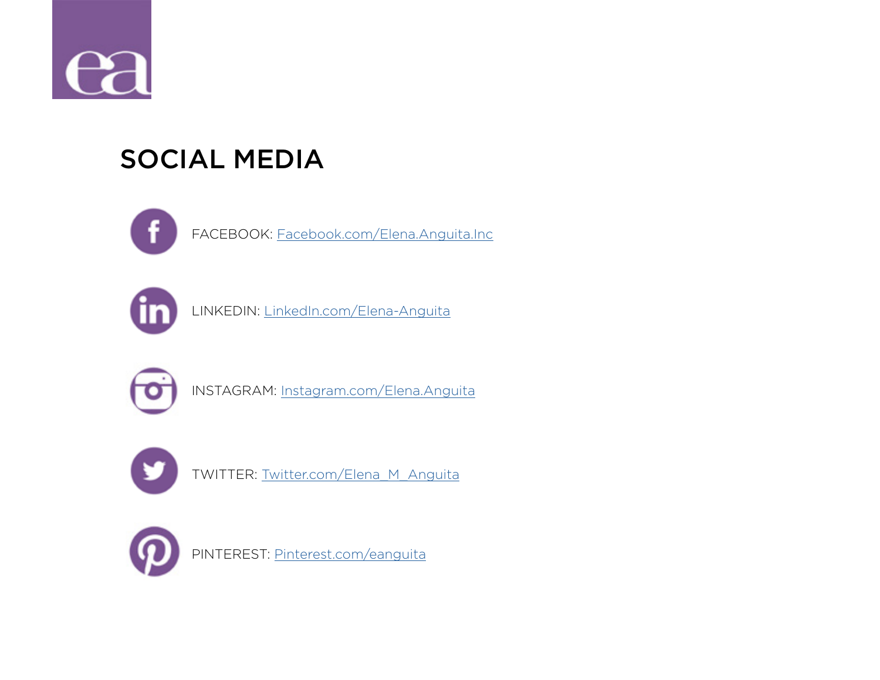# SOCIAL MEDIA

FACEBOOK: Facebook.com/Elena.Anguita.Inc

LINKEDIN: LinkedIn.com/Elena-Anguita

INSTAGRAM: Instagram.com/Elena.Anguita

TWITTER: Twitter.com/Elena_M_Anguita

PINTEREST: Pinterest.com/eanguita